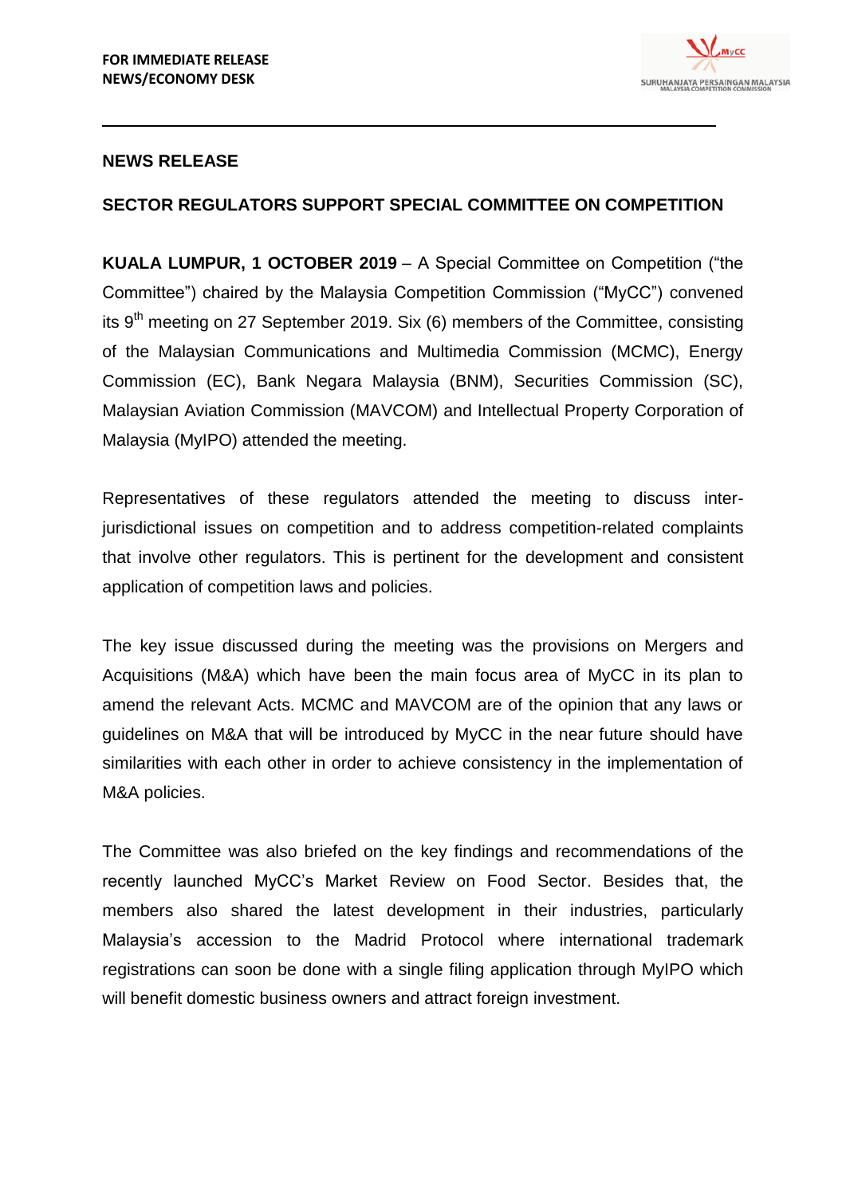**FOR IMMEDIATE RELEASE**
**NEWS/ECONOMY DESK**

---

**NEWS RELEASE**

## SECTOR REGULATORS SUPPORT SPECIAL COMMITTEE ON COMPETITION

**KUALA LUMPUR, 1 OCTOBER 2019** – A Special Committee on Competition ("the Committee") chaired by the Malaysia Competition Commission ("MyCC") convened its 9th meeting on 27 September 2019. Six (6) members of the Committee, consisting of the Malaysian Communications and Multimedia Commission (MCMC), Energy Commission (EC), Bank Negara Malaysia (BNM), Securities Commission (SC), Malaysian Aviation Commission (MAVCOM) and Intellectual Property Corporation of Malaysia (MyIPO) attended the meeting.

Representatives of these regulators attended the meeting to discuss inter-jurisdictional issues on competition and to address competition-related complaints that involve other regulators. This is pertinent for the development and consistent application of competition laws and policies.

The key issue discussed during the meeting was the provisions on Mergers and Acquisitions (M&A) which have been the main focus area of MyCC in its plan to amend the relevant Acts. MCMC and MAVCOM are of the opinion that any laws or guidelines on M&A that will be introduced by MyCC in the near future should have similarities with each other in order to achieve consistency in the implementation of M&A policies.

The Committee was also briefed on the key findings and recommendations of the recently launched MyCC's Market Review on Food Sector. Besides that, the members also shared the latest development in their industries, particularly Malaysia's accession to the Madrid Protocol where international trademark registrations can soon be done with a single filing application through MyIPO which will benefit domestic business owners and attract foreign investment.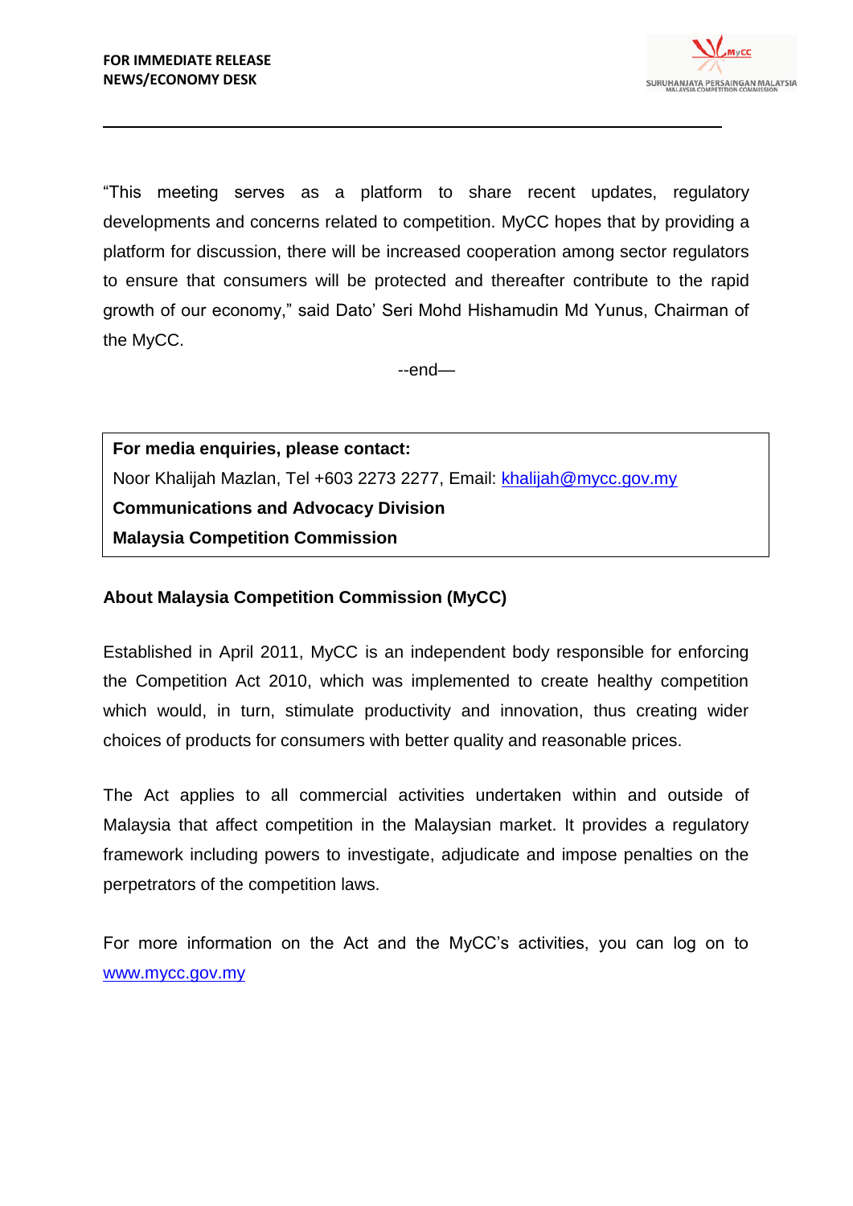"This meeting serves as a platform to share recent updates, regulatory developments and concerns related to competition. MyCC hopes that by providing a platform for discussion, there will be increased cooperation among sector regulators to ensure that consumers will be protected and thereafter contribute to the rapid growth of our economy," said Dato' Seri Mohd Hishamudin Md Yunus, Chairman of the MyCC.

--end—

**For media enquiries, please contact:**
Noor Khalijah Mazlan, Tel +603 2273 2277, Email: khalijah@mycc.gov.my
**Communications and Advocacy Division**
**Malaysia Competition Commission**

**About Malaysia Competition Commission (MyCC)**

Established in April 2011, MyCC is an independent body responsible for enforcing the Competition Act 2010, which was implemented to create healthy competition which would, in turn, stimulate productivity and innovation, thus creating wider choices of products for consumers with better quality and reasonable prices.

The Act applies to all commercial activities undertaken within and outside of Malaysia that affect competition in the Malaysian market. It provides a regulatory framework including powers to investigate, adjudicate and impose penalties on the perpetrators of the competition laws.

For more information on the Act and the MyCC's activities, you can log on to www.mycc.gov.my